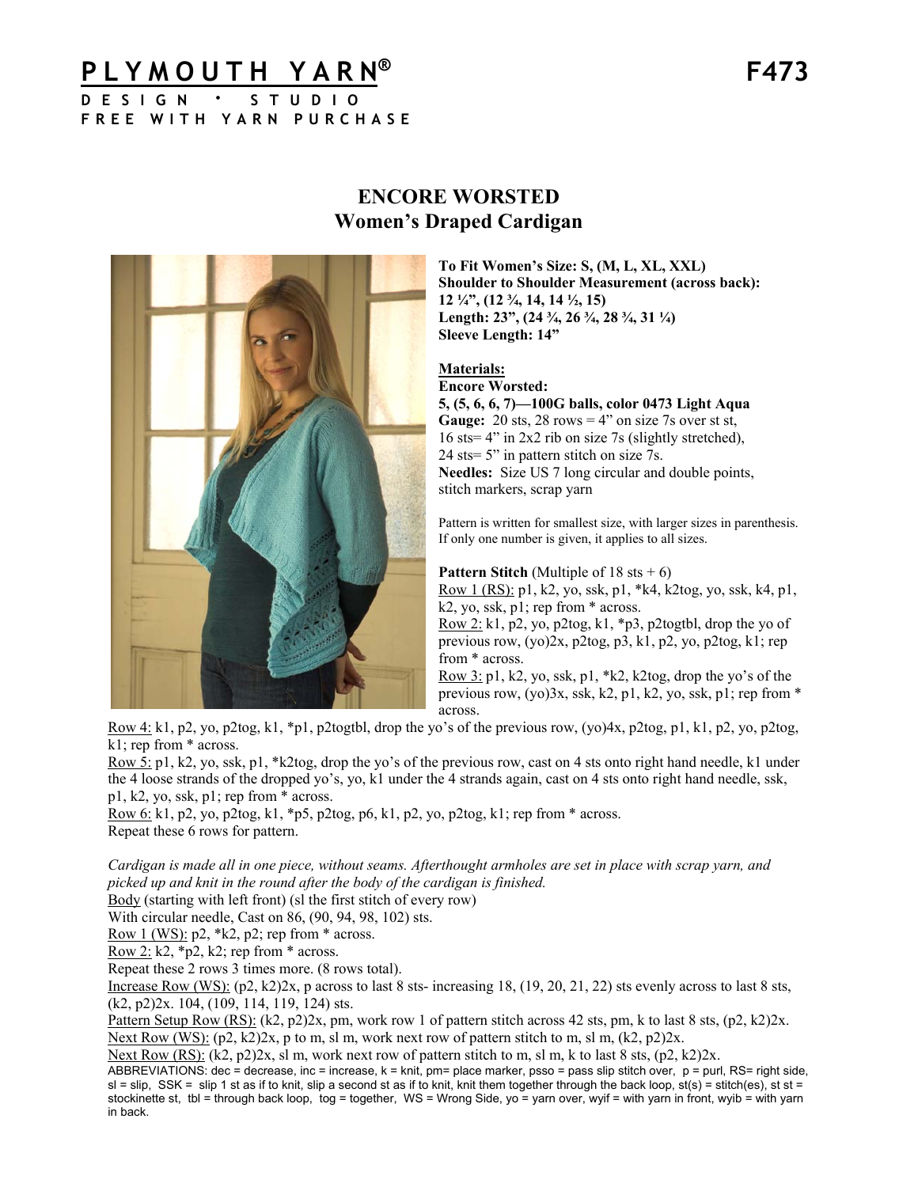# PLYMOUTH YARN®

**DESIGN • STUDIO**
**FREE WITH YARN PURCHASE**

**F473**

## ENCORE WORSTED
## Women's Draped Cardigan

**To Fit Women's Size: S, (M, L, XL, XXL)**
**Shoulder to Shoulder Measurement (across back): 12 ¼", (12 ¾, 14, 14 ½, 15)**
**Length: 23", (24 ¾, 26 ¾, 28 ¾, 31 ¼)**
**Sleeve Length: 14"**

**Materials:**
**Encore Worsted:**
**5, (5, 6, 6, 7)—100G balls, color 0473 Light Aqua**
**Gauge:** 20 sts, 28 rows = 4" on size 7s over st st, 16 sts= 4" in 2x2 rib on size 7s (slightly stretched), 24 sts= 5" in pattern stitch on size 7s.
**Needles:** Size US 7 long circular and double points, stitch markers, scrap yarn

Pattern is written for smallest size, with larger sizes in parenthesis. If only one number is given, it applies to all sizes.

**Pattern Stitch** (Multiple of 18 sts + 6)
Row 1 (RS): p1, k2, yo, ssk, p1, *k4, k2tog, yo, ssk, k4, p1, k2, yo, ssk, p1; rep from * across.
Row 2: k1, p2, yo, p2tog, k1, *p3, p2togtbl, drop the yo of previous row, (yo)2x, p2tog, p3, k1, p2, yo, p2tog, k1; rep from * across.
Row 3: p1, k2, yo, ssk, p1, *k2, k2tog, drop the yo's of the previous row, (yo)3x, ssk, k2, p1, k2, yo, ssk, p1; rep from * across.
Row 4: k1, p2, yo, p2tog, k1, *p1, p2togtbl, drop the yo's of the previous row, (yo)4x, p2tog, p1, k1, p2, yo, p2tog, k1; rep from * across.
Row 5: p1, k2, yo, ssk, p1, *k2tog, drop the yo's of the previous row, cast on 4 sts onto right hand needle, k1 under the 4 loose strands of the dropped yo's, yo, k1 under the 4 strands again, cast on 4 sts onto right hand needle, ssk, p1, k2, yo, ssk, p1; rep from * across.
Row 6: k1, p2, yo, p2tog, k1, *p5, p2tog, p6, k1, p2, yo, p2tog, k1; rep from * across.
Repeat these 6 rows for pattern.

*Cardigan is made all in one piece, without seams. Afterthought armholes are set in place with scrap yarn, and picked up and knit in the round after the body of the cardigan is finished.*

Body (starting with left front) (sl the first stitch of every row)
With circular needle, Cast on 86, (90, 94, 98, 102) sts.
Row 1 (WS): p2, *k2, p2; rep from * across.
Row 2: k2, *p2, k2; rep from * across.
Repeat these 2 rows 3 times more. (8 rows total).
Increase Row (WS): (p2, k2)2x, p across to last 8 sts- increasing 18, (19, 20, 21, 22) sts evenly across to last 8 sts, (k2, p2)2x. 104, (109, 114, 119, 124) sts.
Pattern Setup Row (RS): (k2, p2)2x, pm, work row 1 of pattern stitch across 42 sts, pm, k to last 8 sts, (p2, k2)2x.
Next Row (WS): (p2, k2)2x, p to m, sl m, work next row of pattern stitch to m, sl m, (k2, p2)2x.
Next Row (RS): (k2, p2)2x, sl m, work next row of pattern stitch to m, sl m, k to last 8 sts, (p2, k2)2x.

ABBREVIATIONS: dec = decrease, inc = increase, k = knit, pm= place marker, psso = pass slip stitch over, p = purl, RS= right side, sl = slip, SSK = slip 1 st as if to knit, slip a second st as if to knit, knit them together through the back loop, st(s) = stitch(es), st st = stockinette st, tbl = through back loop, tog = together, WS = Wrong Side, yo = yarn over, wyif = with yarn in front, wyib = with yarn in back.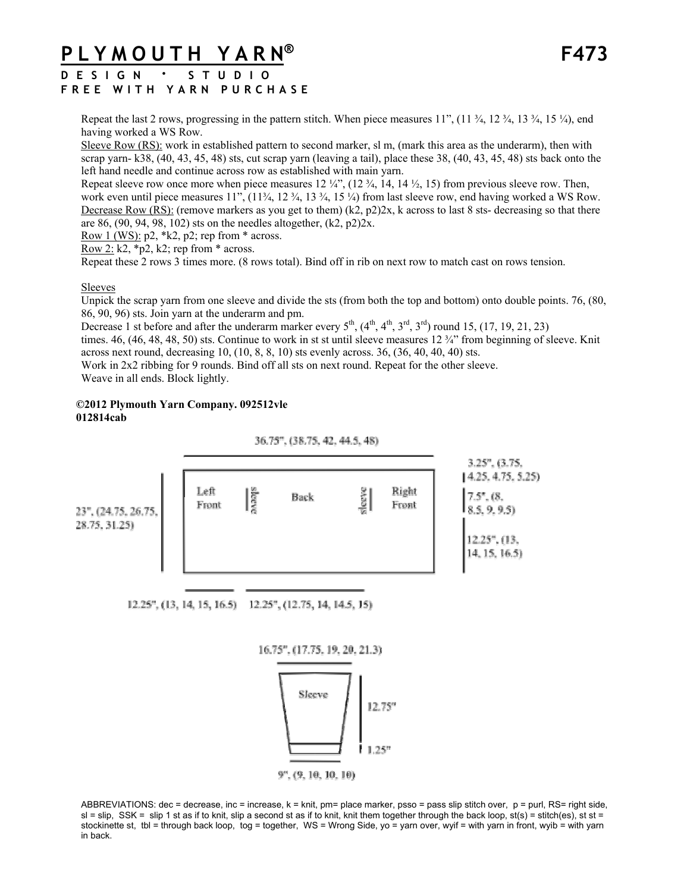Repeat the last 2 rows, progressing in the pattern stitch. When piece measures 11”, (11 ¾, 12 ¾, 13 ¾, 15 ¼), end having worked a WS Row.

Sleeve Row (RS): work in established pattern to second marker, sl m, (mark this area as the underarm), then with scrap yarn- k38, (40, 43, 45, 48) sts, cut scrap yarn (leaving a tail), place these 38, (40, 43, 45, 48) sts back onto the left hand needle and continue across row as established with main yarn.

Repeat sleeve row once more when piece measures 12 ¼”, (12 ¾, 14, 14 ½, 15) from previous sleeve row. Then, work even until piece measures 11”, (11¾, 12 ¾, 13 ¾, 15 ¼) from last sleeve row, end having worked a WS Row.

Decrease Row (RS): (remove markers as you get to them) (k2, p2)2x, k across to last 8 sts- decreasing so that there are 86, (90, 94, 98, 102) sts on the needles altogether, (k2, p2)2x.

Row 1 (WS): p2, *k2, p2; rep from * across.

Row 2: k2, *p2, k2; rep from * across.

Repeat these 2 rows 3 times more. (8 rows total). Bind off in rib on next row to match cast on rows tension.

Sleeves

Unpick the scrap yarn from one sleeve and divide the sts (from both the top and bottom) onto double points. 76, (80, 86, 90, 96) sts. Join yarn at the underarm and pm.

Decrease 1 st before and after the underarm marker every 5th, (4th, 4th, 3rd, 3rd) round 15, (17, 19, 21, 23) times. 46, (46, 48, 48, 50) sts. Continue to work in st st until sleeve measures 12 ¾” from beginning of sleeve. Knit across next round, decreasing 10, (10, 8, 8, 10) sts evenly across. 36, (36, 40, 40, 40) sts.

Work in 2x2 ribbing for 9 rounds. Bind off all sts on next round. Repeat for the other sleeve.

Weave in all ends. Block lightly.

**©2012 Plymouth Yarn Company. 092512vle**
**012814cab**

36.75", (38.75, 42, 44.5, 48)

Left Front

sleeve

Back

sleeve

Right Front

23", (24.75, 26.75, 28.75, 31.25)

3.25", (3.75, 4.25, 4.75, 5.25)

7.5", (8, 8.5, 9, 9.5)

12.25", (13, 14, 15, 16.5)

12.25", (13, 14, 15, 16.5)

12.25", (12.75, 14, 14.5, 15)

16.75", (17.75, 19, 20, 21.3)

Sleeve

12.75"

1.25"

9", (9, 10, 10, 10)

ABBREVIATIONS: dec = decrease, inc = increase, k = knit, pm= place marker, psso = pass slip stitch over, p = purl, RS= right side, sl = slip, SSK = slip 1 st as if to knit, slip a second st as if to knit, knit them together through the back loop, st(s) = stitch(es), st st = stockinette st, tbl = through back loop, tog = together, WS = Wrong Side, yo = yarn over, wyif = with yarn in front, wyib = with yarn in back.